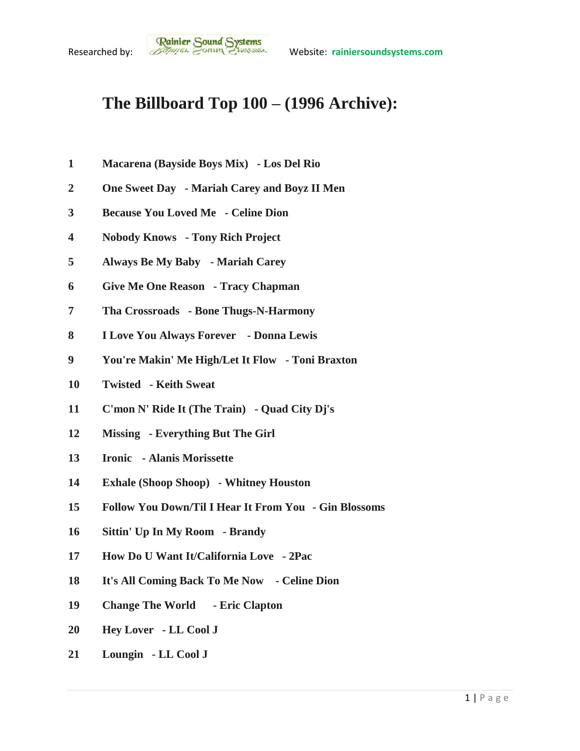Researched by: Rainier Sound Systems Website: rainiersoundsystems.com

# The Billboard Top 100 – (1996 Archive):

1 **Macarena (Bayside Boys Mix) - Los Del Rio**

2 **One Sweet Day - Mariah Carey and Boyz II Men**

3 **Because You Loved Me - Celine Dion**

4 **Nobody Knows - Tony Rich Project**

5 **Always Be My Baby - Mariah Carey**

6 **Give Me One Reason - Tracy Chapman**

7 **Tha Crossroads - Bone Thugs-N-Harmony**

8 **I Love You Always Forever - Donna Lewis**

9 **You're Makin' Me High/Let It Flow - Toni Braxton**

10 **Twisted - Keith Sweat**

11 **C'mon N' Ride It (The Train) - Quad City Dj's**

12 **Missing - Everything But The Girl**

13 **Ironic - Alanis Morissette**

14 **Exhale (Shoop Shoop) - Whitney Houston**

15 **Follow You Down/Til I Hear It From You - Gin Blossoms**

16 **Sittin' Up In My Room - Brandy**

17 **How Do U Want It/California Love - 2Pac**

18 **It's All Coming Back To Me Now - Celine Dion**

19 **Change The World - Eric Clapton**

20 **Hey Lover - LL Cool J**

21 **Loungin - LL Cool J**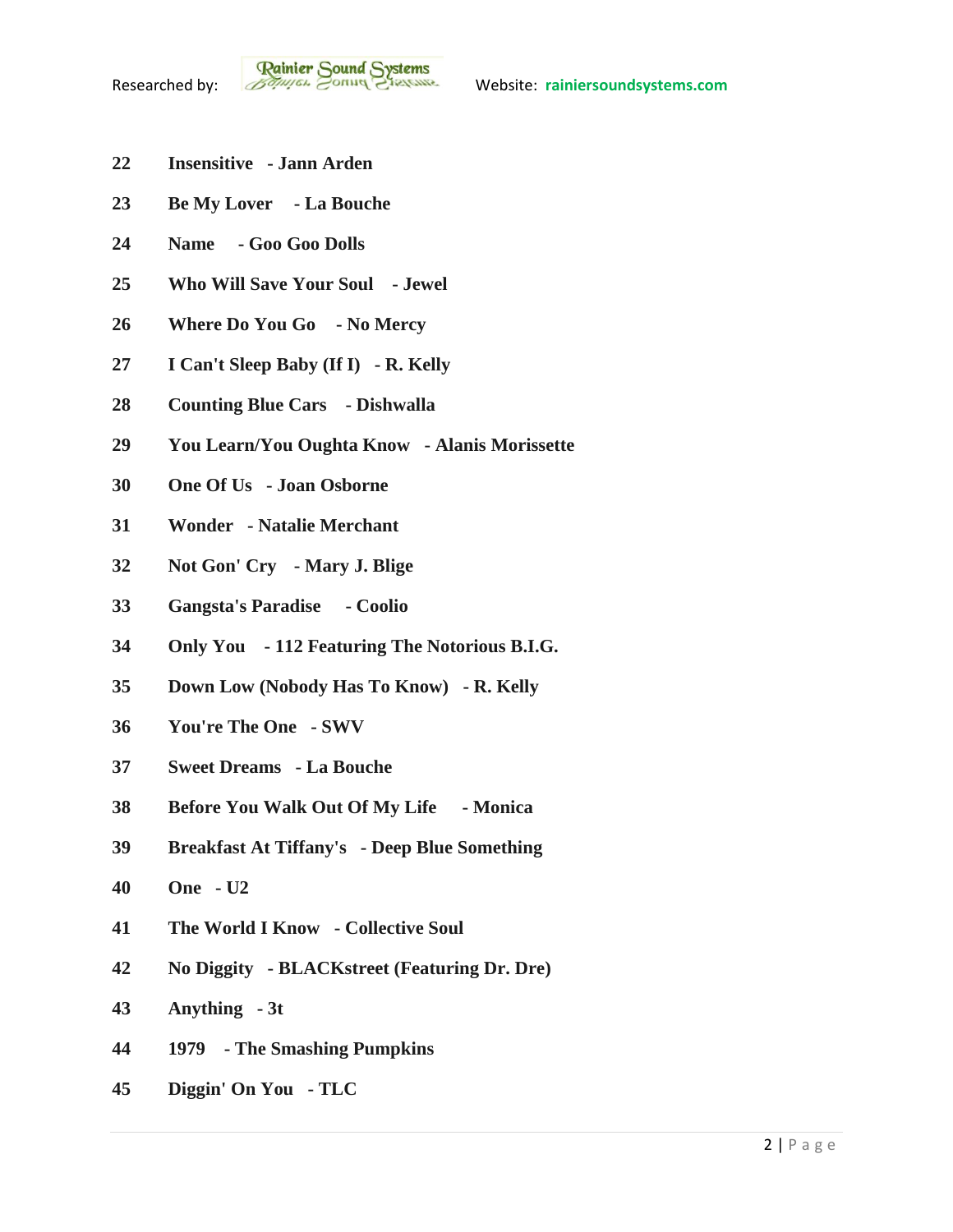**22 Insensitive - Jann Arden**

**23 Be My Lover - La Bouche**

**24 Name - Goo Goo Dolls**

**25 Who Will Save Your Soul - Jewel**

**26 Where Do You Go - No Mercy**

**27 I Can't Sleep Baby (If I) - R. Kelly**

**28 Counting Blue Cars - Dishwalla**

**29 You Learn/You Oughta Know - Alanis Morissette**

**30 One Of Us - Joan Osborne**

**31 Wonder - Natalie Merchant**

**32 Not Gon' Cry - Mary J. Blige**

**33 Gangsta's Paradise - Coolio**

**34 Only You - 112 Featuring The Notorious B.I.G.**

**35 Down Low (Nobody Has To Know) - R. Kelly**

**36 You're The One - SWV**

**37 Sweet Dreams - La Bouche**

**38 Before You Walk Out Of My Life - Monica**

**39 Breakfast At Tiffany's - Deep Blue Something**

**40 One - U2**

**41 The World I Know - Collective Soul**

**42 No Diggity - BLACKstreet (Featuring Dr. Dre)**

**43 Anything - 3t**

**44 1979 - The Smashing Pumpkins**

**45 Diggin' On You - TLC**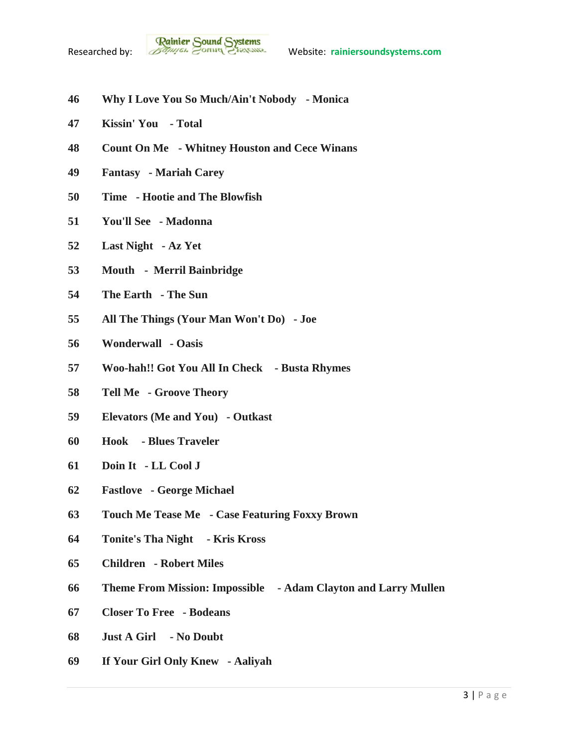**46 Why I Love You So Much/Ain't Nobody - Monica**

**47 Kissin' You - Total**

**48 Count On Me - Whitney Houston and Cece Winans**

**49 Fantasy - Mariah Carey**

**50 Time - Hootie and The Blowfish**

**51 You'll See - Madonna**

**52 Last Night - Az Yet**

**53 Mouth - Merril Bainbridge**

**54 The Earth - The Sun**

**55 All The Things (Your Man Won't Do) - Joe**

**56 Wonderwall - Oasis**

**57 Woo-hah!! Got You All In Check - Busta Rhymes**

**58 Tell Me - Groove Theory**

**59 Elevators (Me and You) - Outkast**

**60 Hook - Blues Traveler**

**61 Doin It - LL Cool J**

**62 Fastlove - George Michael**

**63 Touch Me Tease Me - Case Featuring Foxxy Brown**

**64 Tonite's Tha Night - Kris Kross**

**65 Children - Robert Miles**

**66 Theme From Mission: Impossible - Adam Clayton and Larry Mullen**

**67 Closer To Free - Bodeans**

**68 Just A Girl - No Doubt**

**69 If Your Girl Only Knew - Aaliyah**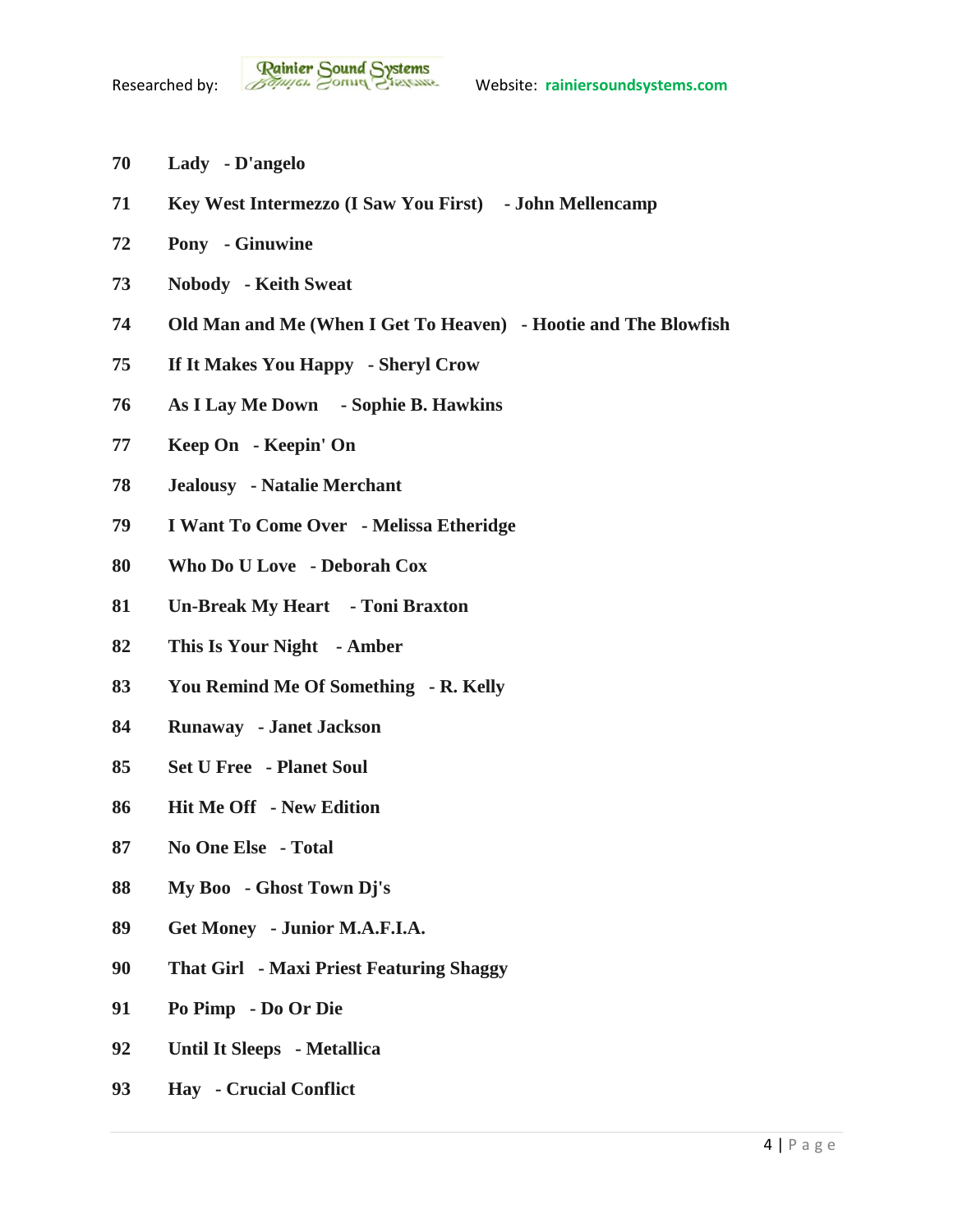**70 Lady - D'angelo**

**71 Key West Intermezzo (I Saw You First) - John Mellencamp**

**72 Pony - Ginuwine**

**73 Nobody - Keith Sweat**

**74 Old Man and Me (When I Get To Heaven) - Hootie and The Blowfish**

**75 If It Makes You Happy - Sheryl Crow**

**76 As I Lay Me Down - Sophie B. Hawkins**

**77 Keep On - Keepin' On**

**78 Jealousy - Natalie Merchant**

**79 I Want To Come Over - Melissa Etheridge**

**80 Who Do U Love - Deborah Cox**

**81 Un-Break My Heart - Toni Braxton**

**82 This Is Your Night - Amber**

**83 You Remind Me Of Something - R. Kelly**

**84 Runaway - Janet Jackson**

**85 Set U Free - Planet Soul**

**86 Hit Me Off - New Edition**

**87 No One Else - Total**

**88 My Boo - Ghost Town Dj's**

**89 Get Money - Junior M.A.F.I.A.**

**90 That Girl - Maxi Priest Featuring Shaggy**

**91 Po Pimp - Do Or Die**

**92 Until It Sleeps - Metallica**

**93 Hay - Crucial Conflict**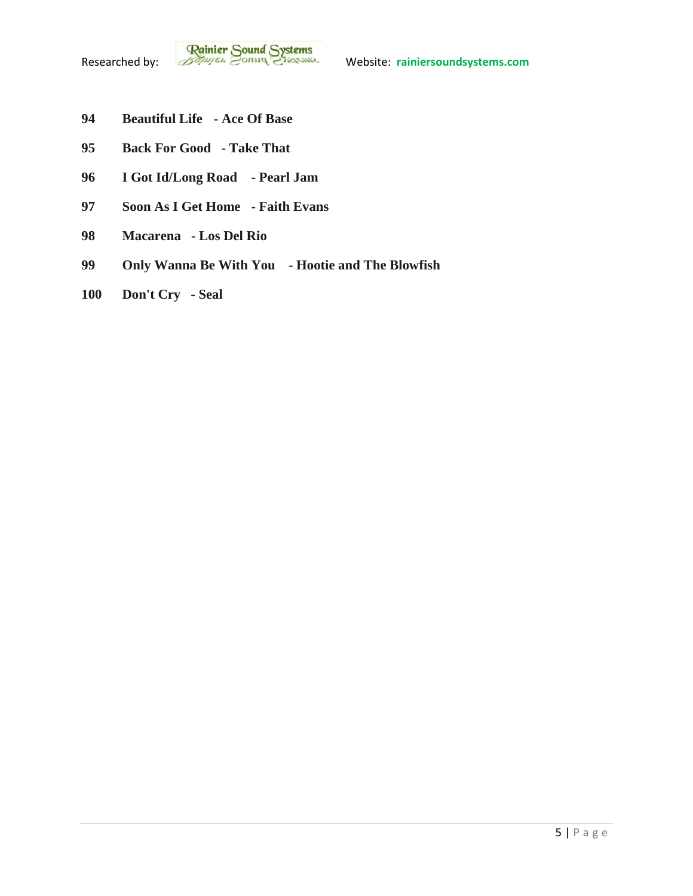**94 Beautiful Life - Ace Of Base**

**95 Back For Good - Take That**

**96 I Got Id/Long Road - Pearl Jam**

**97 Soon As I Get Home - Faith Evans**

**98 Macarena - Los Del Rio**

**99 Only Wanna Be With You - Hootie and The Blowfish**

**100 Don't Cry - Seal**